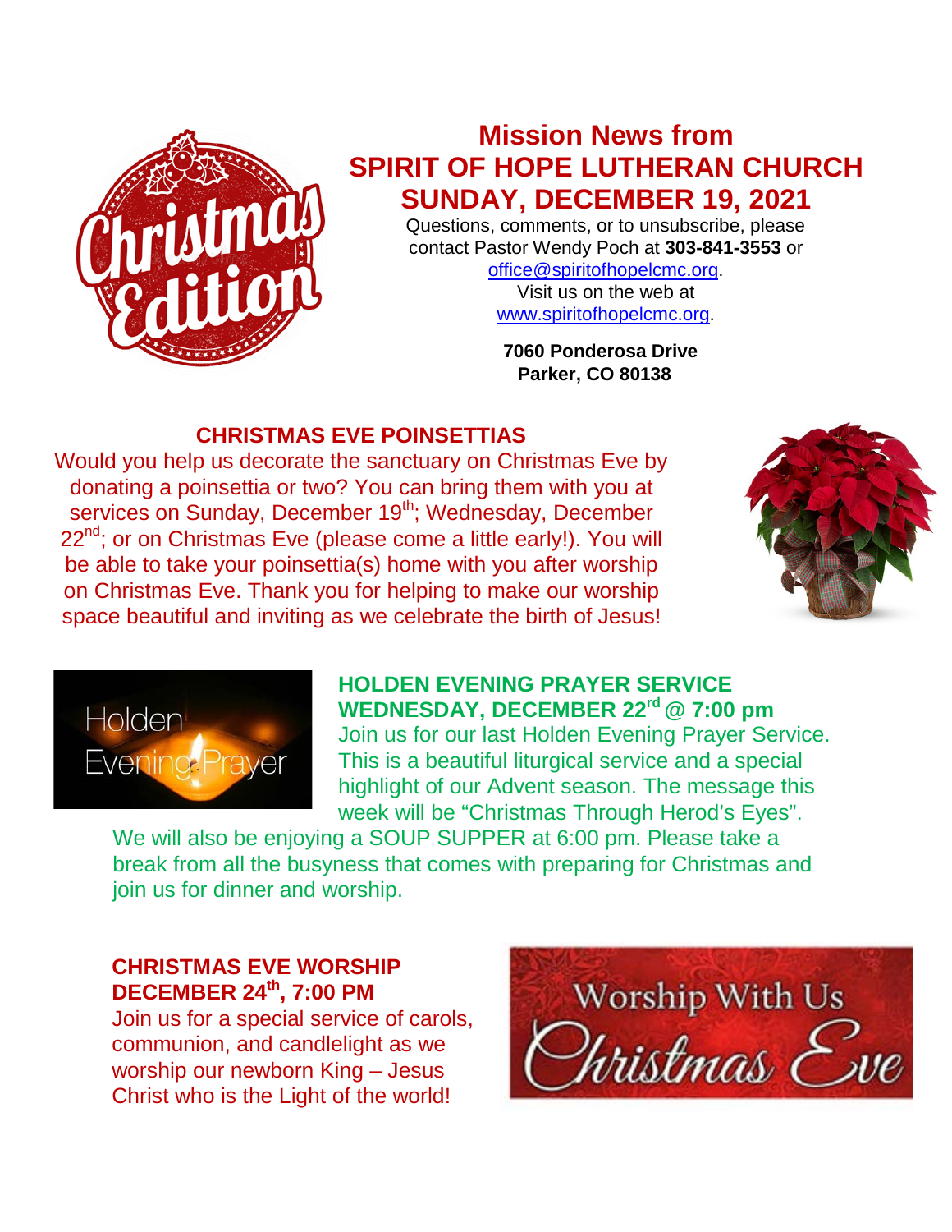# Mission News from SPIRIT OF HOPE LUTHERAN CHURCH SUNDAY, DECEMBER 19, 2021

Questions, comments, or to unsubscribe, please contact Pastor Wendy Poch at **303-841-3553** or office@spiritofhopelcmc.org.
Visit us on the web at www.spiritofhopelcmc.org.

**7060 Ponderosa Drive**
**Parker, CO 80138**

## CHRISTMAS EVE POINSETTIAS

Would you help us decorate the sanctuary on Christmas Eve by donating a poinsettia or two? You can bring them with you at services on Sunday, December 19th; Wednesday, December 22nd; or on Christmas Eve (please come a little early!). You will be able to take your poinsettia(s) home with you after worship on Christmas Eve. Thank you for helping to make our worship space beautiful and inviting as we celebrate the birth of Jesus!

## HOLDEN EVENING PRAYER SERVICE WEDNESDAY, DECEMBER 22rd @ 7:00 pm

Join us for our last Holden Evening Prayer Service. This is a beautiful liturgical service and a special highlight of our Advent season. The message this week will be "Christmas Through Herod's Eyes".

We will also be enjoying a SOUP SUPPER at 6:00 pm. Please take a break from all the busyness that comes with preparing for Christmas and join us for dinner and worship.

## CHRISTMAS EVE WORSHIP DECEMBER 24th, 7:00 PM

Join us for a special service of carols, communion, and candlelight as we worship our newborn King – Jesus Christ who is the Light of the world!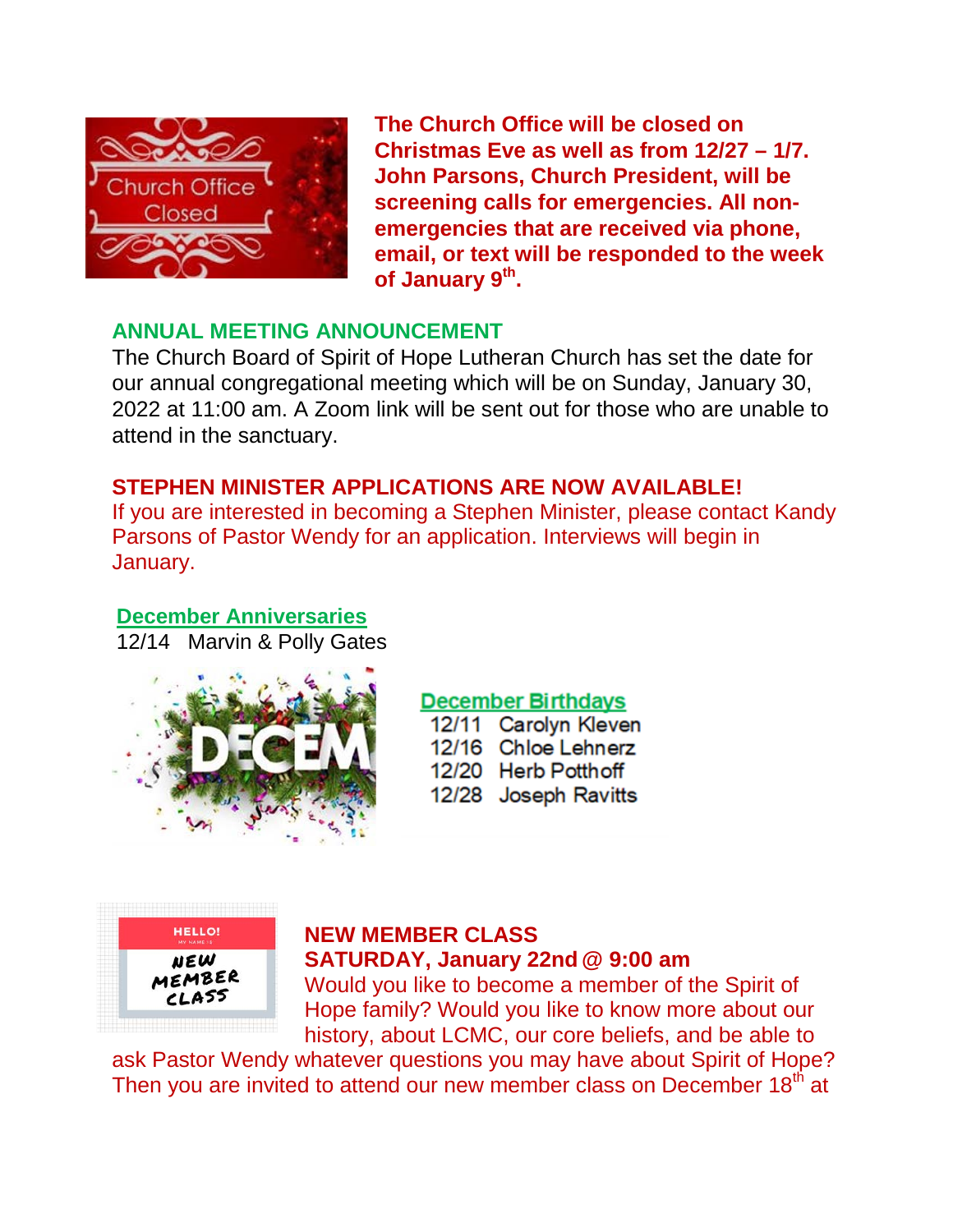**The Church Office will be closed on Christmas Eve as well as from 12/27 – 1/7. John Parsons, Church President, will be screening calls for emergencies. All non-emergencies that are received via phone, email, or text will be responded to the week of January 9th.**

## ANNUAL MEETING ANNOUNCEMENT

The Church Board of Spirit of Hope Lutheran Church has set the date for our annual congregational meeting which will be on Sunday, January 30, 2022 at 11:00 am. A Zoom link will be sent out for those who are unable to attend in the sanctuary.

## STEPHEN MINISTER APPLICATIONS ARE NOW AVAILABLE!

If you are interested in becoming a Stephen Minister, please contact Kandy Parsons of Pastor Wendy for an application. Interviews will begin in January.

### December Anniversaries

12/14 Marvin & Polly Gates

### December Birthdays

12/11 Carolyn Kleven
12/16 Chloe Lehnerz
12/20 Herb Potthoff
12/28 Joseph Ravitts

## NEW MEMBER CLASS
## SATURDAY, January 22nd @ 9:00 am

Would you like to become a member of the Spirit of Hope family? Would you like to know more about our history, about LCMC, our core beliefs, and be able to ask Pastor Wendy whatever questions you may have about Spirit of Hope? Then you are invited to attend our new member class on December 18th at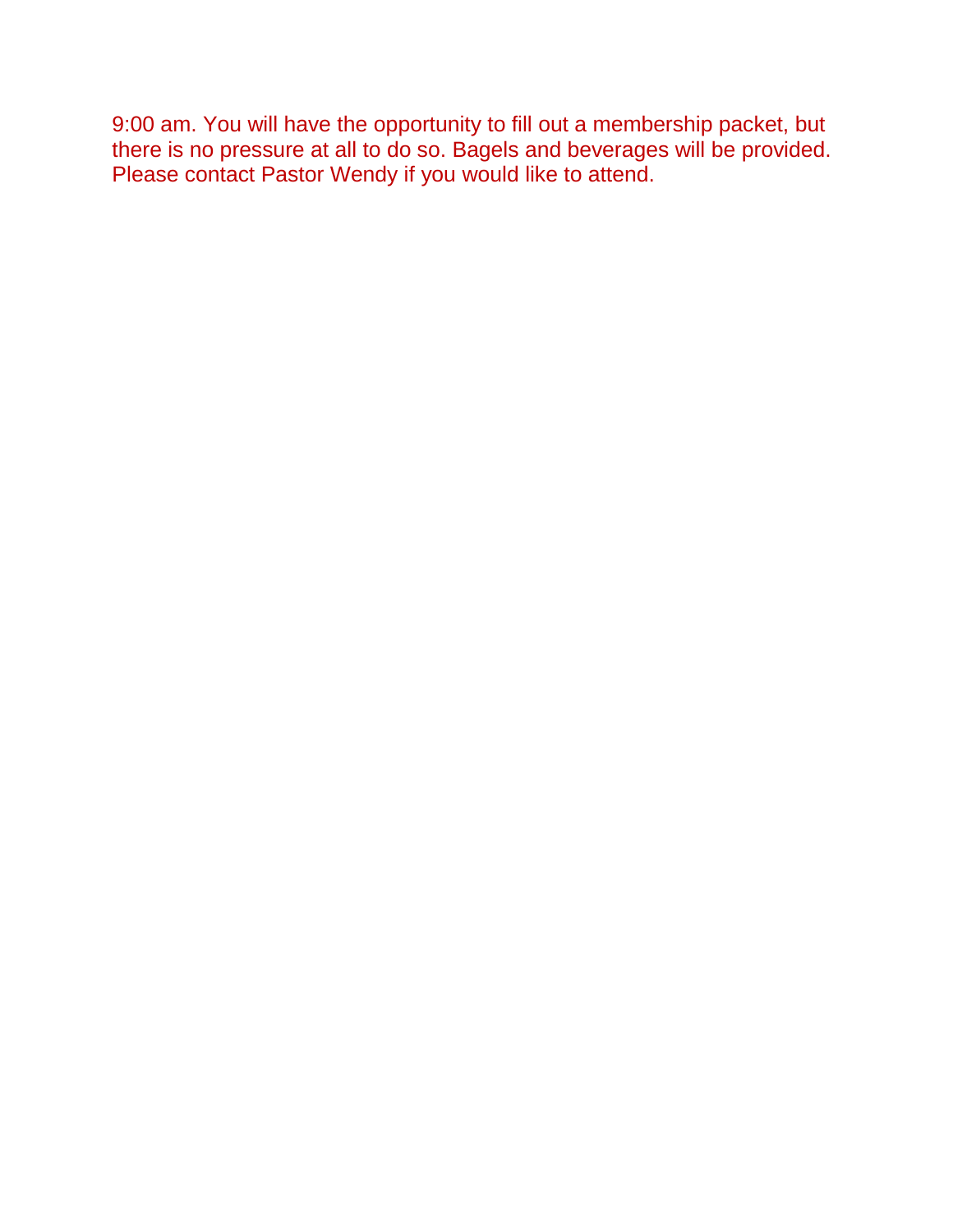9:00 am. You will have the opportunity to fill out a membership packet, but there is no pressure at all to do so. Bagels and beverages will be provided. Please contact Pastor Wendy if you would like to attend.